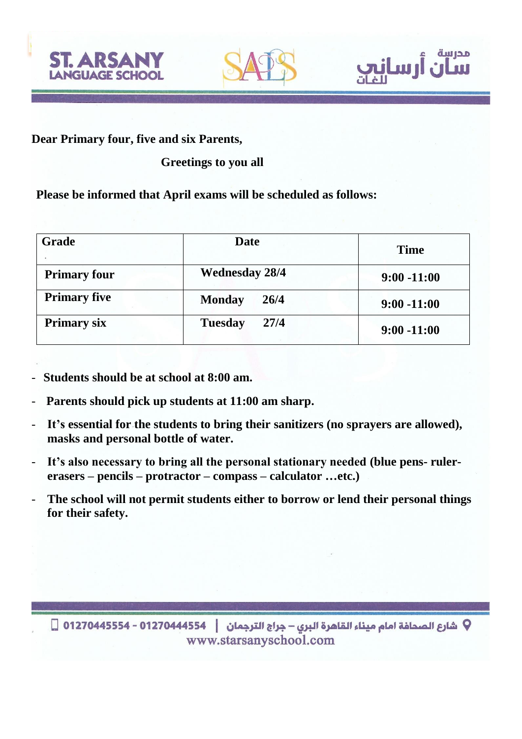Dear Primary four, five and six Parents,

Greetings to you all

Please be informed that April exams will be scheduled as follows:

| Grade | Date | Time |
|---|---|---|
| Primary four | Wednesday 28/4 | 9:00 -11:00 |
| Primary five | Monday 26/4 | 9:00 -11:00 |
| Primary six | Tuesday 27/4 | 9:00 -11:00 |

- Students should be at school at 8:00 am.
- Parents should pick up students at 11:00 am sharp.
- It's essential for the students to bring their sanitizers (no sprayers are allowed), masks and personal bottle of water.
- It's also necessary to bring all the personal stationary needed (blue pens- ruler- erasers – pencils – protractor – compass – calculator …etc.)
- The school will not permit students either to borrow or lend their personal things for their safety.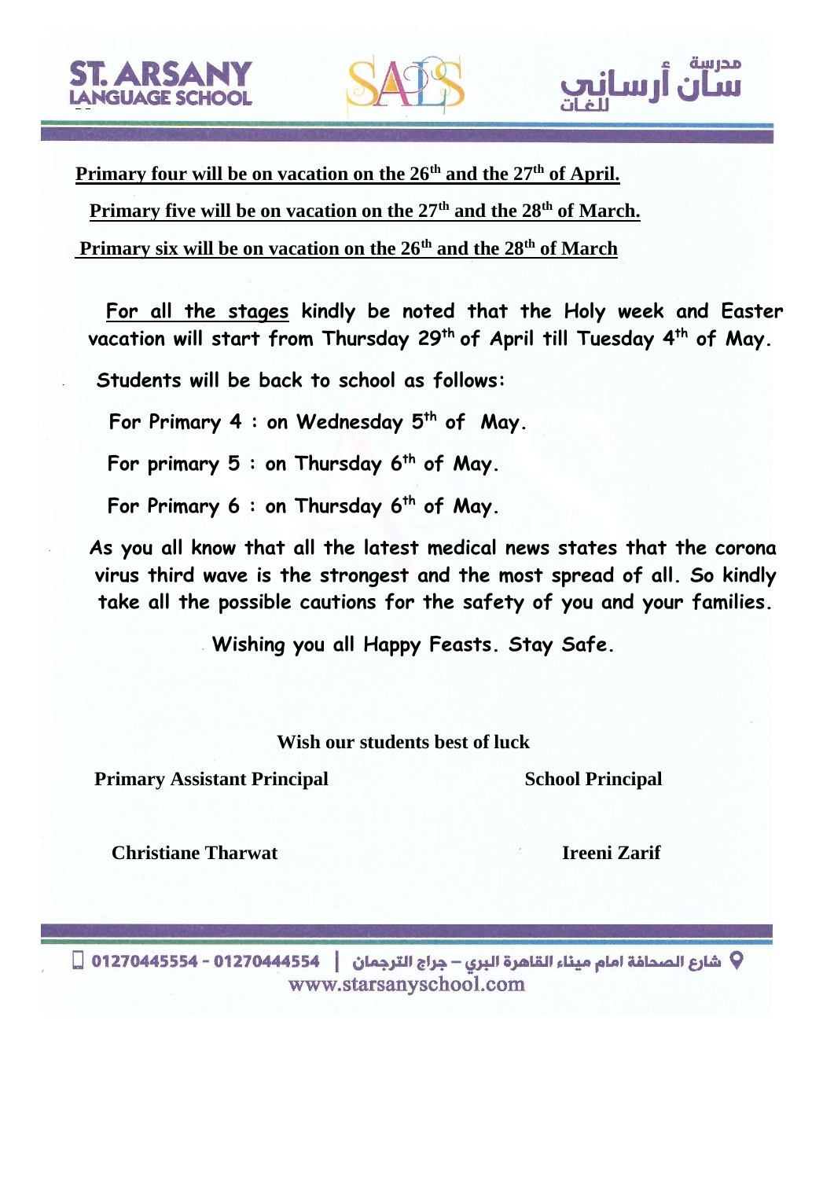**Primary four will be on vacation on the 26th and the 27th of April.**

**Primary five will be on vacation on the 27th and the 28th of March.**

**Primary six will be on vacation on the 26th and the 28th of March**

For all the stages kindly be noted that the Holy week and Easter vacation will start from Thursday 29th of April till Tuesday 4th of May.

Students will be back to school as follows:

For Primary 4 : on Wednesday 5th of May.

For primary 5 : on Thursday 6th of May.

For Primary 6 : on Thursday 6th of May.

As you all know that all the latest medical news states that the corona virus third wave is the strongest and the most spread of all. So kindly take all the possible cautions for the safety of you and your families.

Wishing you all Happy Feasts. Stay Safe.

**Wish our students best of luck**

| | |
|---|---|
| **Primary Assistant Principal** | **School Principal** |
| **Christiane Tharwat** | **Ireeni Zarif** |